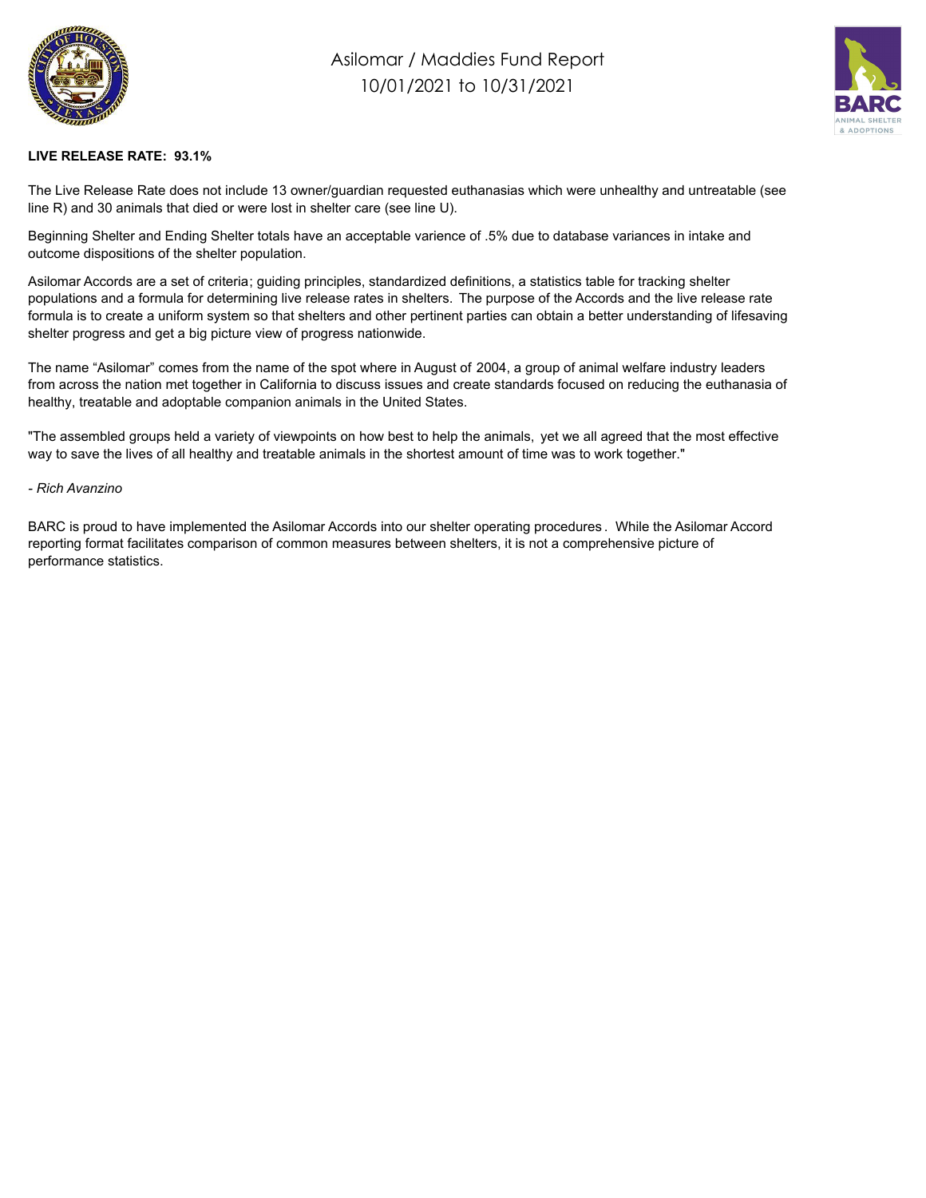# Asilomar / Maddies Fund Report
## 10/01/2021 to 10/31/2021

**LIVE RELEASE RATE: 93.1%**

The Live Release Rate does not include 13 owner/guardian requested euthanasias which were unhealthy and untreatable (see line R) and 30 animals that died or were lost in shelter care (see line U).

Beginning Shelter and Ending Shelter totals have an acceptable varience of .5% due to database variances in intake and outcome dispositions of the shelter population.

Asilomar Accords are a set of criteria; guiding principles, standardized definitions, a statistics table for tracking shelter populations and a formula for determining live release rates in shelters. The purpose of the Accords and the live release rate formula is to create a uniform system so that shelters and other pertinent parties can obtain a better understanding of lifesaving shelter progress and get a big picture view of progress nationwide.

The name "Asilomar" comes from the name of the spot where in August of 2004, a group of animal welfare industry leaders from across the nation met together in California to discuss issues and create standards focused on reducing the euthanasia of healthy, treatable and adoptable companion animals in the United States.

"The assembled groups held a variety of viewpoints on how best to help the animals, yet we all agreed that the most effective way to save the lives of all healthy and treatable animals in the shortest amount of time was to work together."

*- Rich Avanzino*

BARC is proud to have implemented the Asilomar Accords into our shelter operating procedures. While the Asilomar Accord reporting format facilitates comparison of common measures between shelters, it is not a comprehensive picture of performance statistics.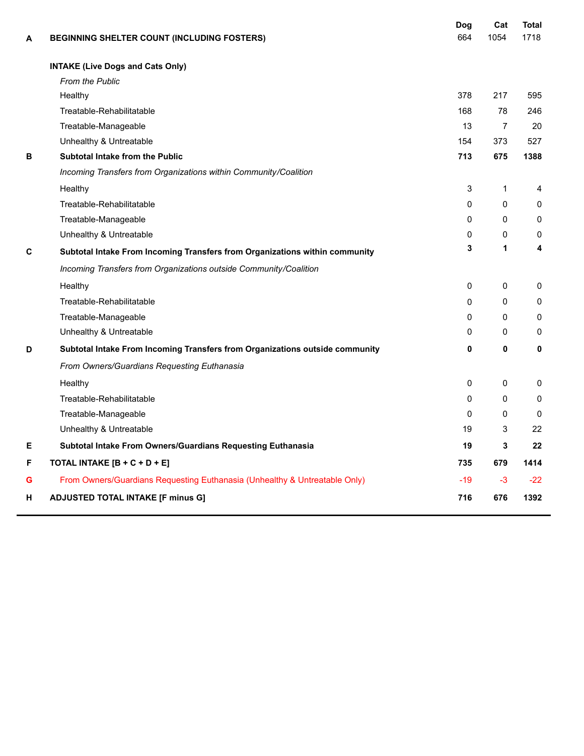| | | Dog | Cat | Total |
|---|---|---|---|---|
| A | **BEGINNING SHELTER COUNT (INCLUDING FOSTERS)** | 664 | 1054 | 1718 |
| | **INTAKE (Live Dogs and Cats Only)** | | | |
| | *From the Public* | | | |
| | Healthy | 378 | 217 | 595 |
| | Treatable-Rehabilitatable | 168 | 78 | 246 |
| | Treatable-Manageable | 13 | 7 | 20 |
| | Unhealthy & Untreatable | 154 | 373 | 527 |
| B | **Subtotal Intake from the Public** | **713** | **675** | **1388** |
| | *Incoming Transfers from Organizations within Community/Coalition* | | | |
| | Healthy | 3 | 1 | 4 |
| | Treatable-Rehabilitatable | 0 | 0 | 0 |
| | Treatable-Manageable | 0 | 0 | 0 |
| | Unhealthy & Untreatable | 0 | 0 | 0 |
| C | **Subtotal Intake From Incoming Transfers from Organizations within community** | **3** | **1** | **4** |
| | *Incoming Transfers from Organizations outside Community/Coalition* | | | |
| | Healthy | 0 | 0 | 0 |
| | Treatable-Rehabilitatable | 0 | 0 | 0 |
| | Treatable-Manageable | 0 | 0 | 0 |
| | Unhealthy & Untreatable | 0 | 0 | 0 |
| D | **Subtotal Intake From Incoming Transfers from Organizations outside community** | **0** | **0** | **0** |
| | *From Owners/Guardians Requesting Euthanasia* | | | |
| | Healthy | 0 | 0 | 0 |
| | Treatable-Rehabilitatable | 0 | 0 | 0 |
| | Treatable-Manageable | 0 | 0 | 0 |
| | Unhealthy & Untreatable | 19 | 3 | 22 |
| E | **Subtotal Intake From Owners/Guardians Requesting Euthanasia** | **19** | **3** | **22** |
| F | **TOTAL INTAKE [B + C + D + E]** | **735** | **679** | **1414** |
| G | From Owners/Guardians Requesting Euthanasia (Unhealthy & Untreatable Only) | -19 | -3 | -22 |
| H | **ADJUSTED TOTAL INTAKE [F minus G]** | **716** | **676** | **1392** |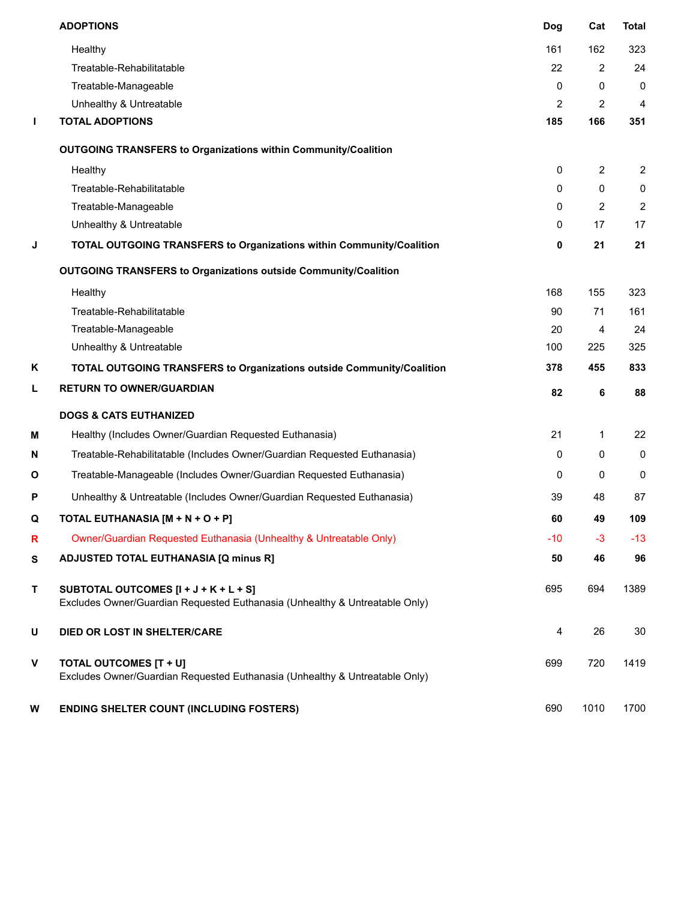| | | Dog | Cat | Total |
|---|---|---|---|---|
| | **ADOPTIONS** | | | |
| | Healthy | 161 | 162 | 323 |
| | Treatable-Rehabilitatable | 22 | 2 | 24 |
| | Treatable-Manageable | 0 | 0 | 0 |
| | Unhealthy & Untreatable | 2 | 2 | 4 |
| **I** | **TOTAL ADOPTIONS** | **185** | **166** | **351** |
| | **OUTGOING TRANSFERS to Organizations within Community/Coalition** | | | |
| | Healthy | 0 | 2 | 2 |
| | Treatable-Rehabilitatable | 0 | 0 | 0 |
| | Treatable-Manageable | 0 | 2 | 2 |
| | Unhealthy & Untreatable | 0 | 17 | 17 |
| **J** | **TOTAL OUTGOING TRANSFERS to Organizations within Community/Coalition** | **0** | **21** | **21** |
| | **OUTGOING TRANSFERS to Organizations outside Community/Coalition** | | | |
| | Healthy | 168 | 155 | 323 |
| | Treatable-Rehabilitatable | 90 | 71 | 161 |
| | Treatable-Manageable | 20 | 4 | 24 |
| | Unhealthy & Untreatable | 100 | 225 | 325 |
| **K** | **TOTAL OUTGOING TRANSFERS to Organizations outside Community/Coalition** | **378** | **455** | **833** |
| **L** | **RETURN TO OWNER/GUARDIAN** | **82** | **6** | **88** |
| | **DOGS & CATS EUTHANIZED** | | | |
| **M** | Healthy (Includes Owner/Guardian Requested Euthanasia) | 21 | 1 | 22 |
| **N** | Treatable-Rehabilitatable (Includes Owner/Guardian Requested Euthanasia) | 0 | 0 | 0 |
| **O** | Treatable-Manageable (Includes Owner/Guardian Requested Euthanasia) | 0 | 0 | 0 |
| **P** | Unhealthy & Untreatable (Includes Owner/Guardian Requested Euthanasia) | 39 | 48 | 87 |
| **Q** | **TOTAL EUTHANASIA [M + N + O + P]** | **60** | **49** | **109** |
| **R** | Owner/Guardian Requested Euthanasia (Unhealthy & Untreatable Only) | -10 | -3 | -13 |
| **S** | **ADJUSTED TOTAL EUTHANASIA [Q minus R]** | **50** | **46** | **96** |
| **T** | **SUBTOTAL OUTCOMES [I + J + K + L + S]** Excludes Owner/Guardian Requested Euthanasia (Unhealthy & Untreatable Only) | 695 | 694 | 1389 |
| **U** | **DIED OR LOST IN SHELTER/CARE** | 4 | 26 | 30 |
| **V** | **TOTAL OUTCOMES [T + U]** Excludes Owner/Guardian Requested Euthanasia (Unhealthy & Untreatable Only) | 699 | 720 | 1419 |
| **W** | **ENDING SHELTER COUNT (INCLUDING FOSTERS)** | 690 | 1010 | 1700 |